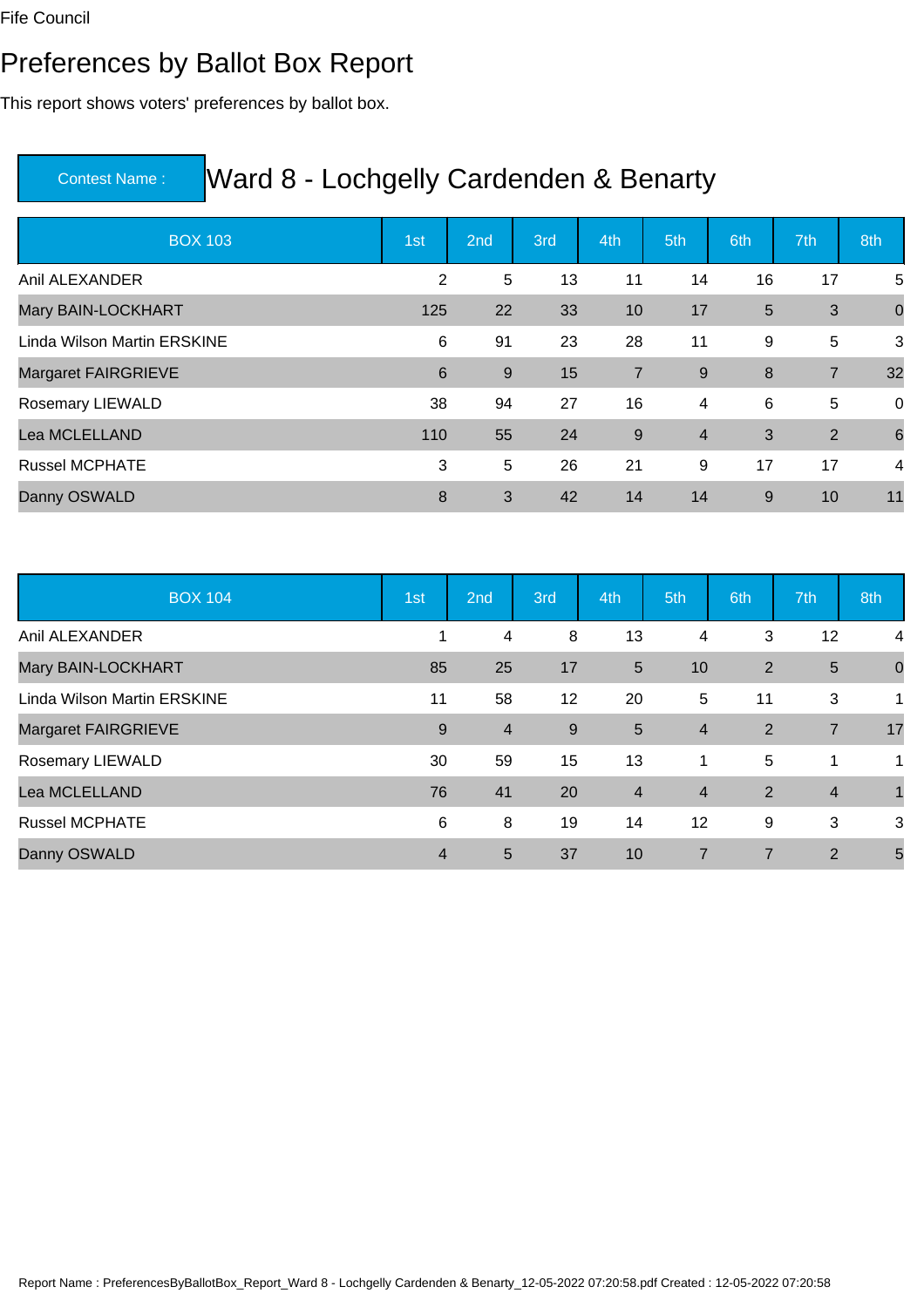Fife Council

# Preferences by Ballot Box Report

This report shows voters' preferences by ballot box.

## Contest Name : Ward 8 - Lochgelly Cardenden & Benarty

| BOX 103 | 1st | 2nd | 3rd | 4th | 5th | 6th | 7th | 8th |
|---|---|---|---|---|---|---|---|---|
| Anil ALEXANDER | 2 | 5 | 13 | 11 | 14 | 16 | 17 | 5 |
| Mary BAIN-LOCKHART | 125 | 22 | 33 | 10 | 17 | 5 | 3 | 0 |
| Linda Wilson Martin ERSKINE | 6 | 91 | 23 | 28 | 11 | 9 | 5 | 3 |
| Margaret FAIRGRIEVE | 6 | 9 | 15 | 7 | 9 | 8 | 7 | 32 |
| Rosemary LIEWALD | 38 | 94 | 27 | 16 | 4 | 6 | 5 | 0 |
| Lea MCLELLAND | 110 | 55 | 24 | 9 | 4 | 3 | 2 | 6 |
| Russel MCPHATE | 3 | 5 | 26 | 21 | 9 | 17 | 17 | 4 |
| Danny OSWALD | 8 | 3 | 42 | 14 | 14 | 9 | 10 | 11 |

| BOX 104 | 1st | 2nd | 3rd | 4th | 5th | 6th | 7th | 8th |
|---|---|---|---|---|---|---|---|---|
| Anil ALEXANDER | 1 | 4 | 8 | 13 | 4 | 3 | 12 | 4 |
| Mary BAIN-LOCKHART | 85 | 25 | 17 | 5 | 10 | 2 | 5 | 0 |
| Linda Wilson Martin ERSKINE | 11 | 58 | 12 | 20 | 5 | 11 | 3 | 1 |
| Margaret FAIRGRIEVE | 9 | 4 | 9 | 5 | 4 | 2 | 7 | 17 |
| Rosemary LIEWALD | 30 | 59 | 15 | 13 | 1 | 5 | 1 | 1 |
| Lea MCLELLAND | 76 | 41 | 20 | 4 | 4 | 2 | 4 | 1 |
| Russel MCPHATE | 6 | 8 | 19 | 14 | 12 | 9 | 3 | 3 |
| Danny OSWALD | 4 | 5 | 37 | 10 | 7 | 7 | 2 | 5 |

Report Name : PreferencesByBallotBox_Report_Ward 8 - Lochgelly Cardenden & Benarty_12-05-2022 07:20:58.pdf Created : 12-05-2022 07:20:58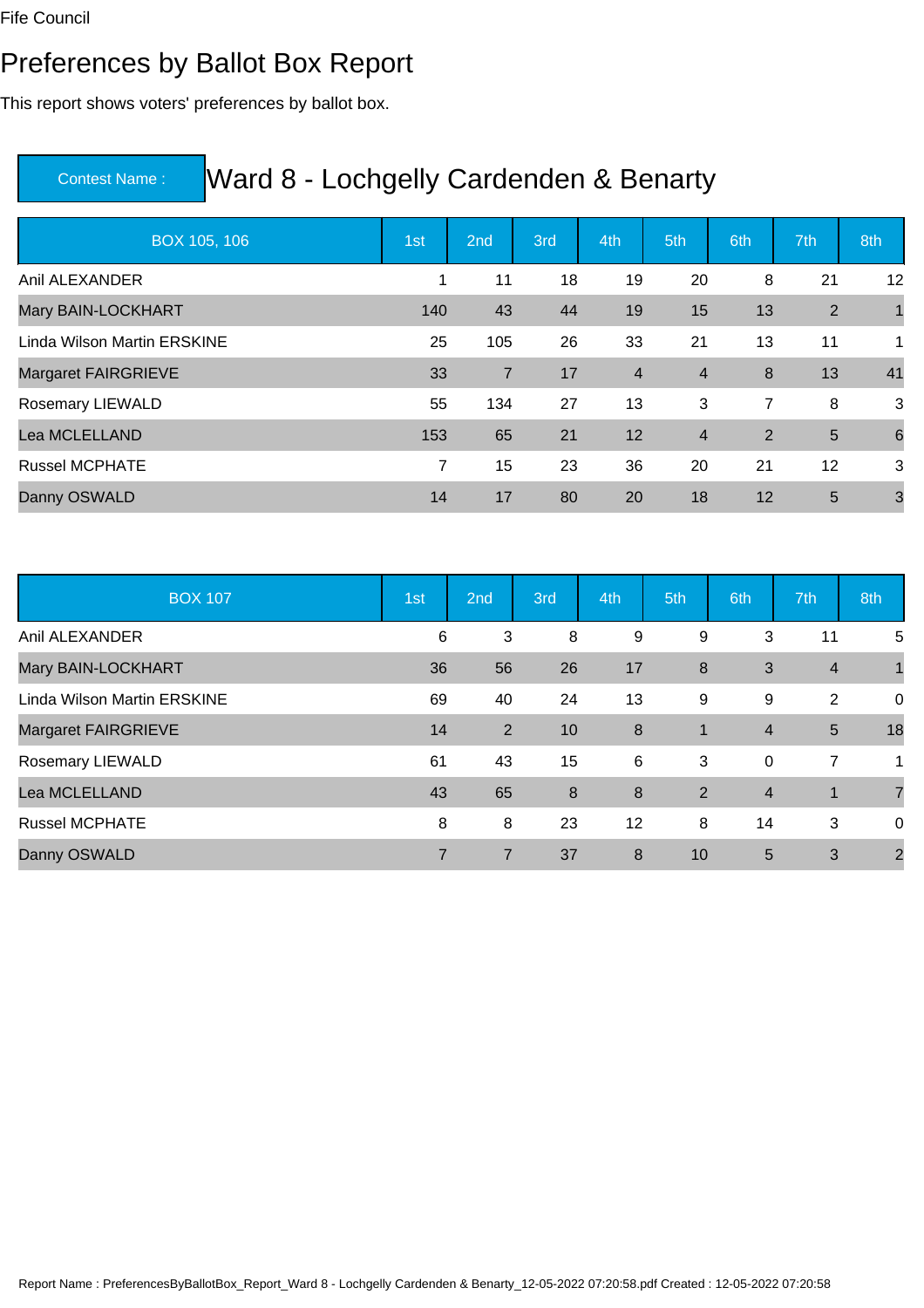Fife Council

# Preferences by Ballot Box Report

This report shows voters' preferences by ballot box.

## Contest Name : Ward 8 - Lochgelly Cardenden & Benarty

| BOX 105, 106 | 1st | 2nd | 3rd | 4th | 5th | 6th | 7th | 8th |
|---|---|---|---|---|---|---|---|---|
| Anil ALEXANDER | 1 | 11 | 18 | 19 | 20 | 8 | 21 | 12 |
| Mary BAIN-LOCKHART | 140 | 43 | 44 | 19 | 15 | 13 | 2 | 1 |
| Linda Wilson Martin ERSKINE | 25 | 105 | 26 | 33 | 21 | 13 | 11 | 1 |
| Margaret FAIRGRIEVE | 33 | 7 | 17 | 4 | 4 | 8 | 13 | 41 |
| Rosemary LIEWALD | 55 | 134 | 27 | 13 | 3 | 7 | 8 | 3 |
| Lea MCLELLAND | 153 | 65 | 21 | 12 | 4 | 2 | 5 | 6 |
| Russel MCPHATE | 7 | 15 | 23 | 36 | 20 | 21 | 12 | 3 |
| Danny OSWALD | 14 | 17 | 80 | 20 | 18 | 12 | 5 | 3 |

| BOX 107 | 1st | 2nd | 3rd | 4th | 5th | 6th | 7th | 8th |
|---|---|---|---|---|---|---|---|---|
| Anil ALEXANDER | 6 | 3 | 8 | 9 | 9 | 3 | 11 | 5 |
| Mary BAIN-LOCKHART | 36 | 56 | 26 | 17 | 8 | 3 | 4 | 1 |
| Linda Wilson Martin ERSKINE | 69 | 40 | 24 | 13 | 9 | 9 | 2 | 0 |
| Margaret FAIRGRIEVE | 14 | 2 | 10 | 8 | 1 | 4 | 5 | 18 |
| Rosemary LIEWALD | 61 | 43 | 15 | 6 | 3 | 0 | 7 | 1 |
| Lea MCLELLAND | 43 | 65 | 8 | 8 | 2 | 4 | 1 | 7 |
| Russel MCPHATE | 8 | 8 | 23 | 12 | 8 | 14 | 3 | 0 |
| Danny OSWALD | 7 | 7 | 37 | 8 | 10 | 5 | 3 | 2 |

Report Name : PreferencesByBallotBox_Report_Ward 8 - Lochgelly Cardenden & Benarty_12-05-2022 07:20:58.pdf Created : 12-05-2022 07:20:58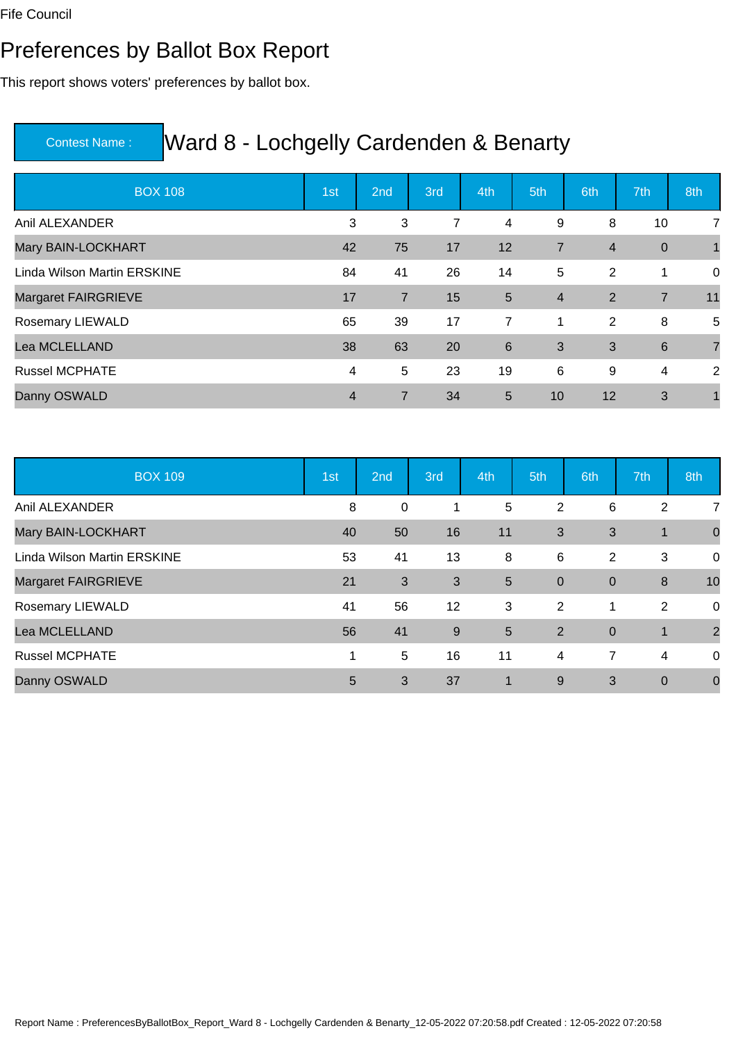Fife Council

# Preferences by Ballot Box Report

This report shows voters' preferences by ballot box.

| Contest Name : | Ward 8 - Lochgelly Cardenden & Benarty |
|---|---|

| BOX 108 | 1st | 2nd | 3rd | 4th | 5th | 6th | 7th | 8th |
|---|---|---|---|---|---|---|---|---|
| Anil ALEXANDER | 3 | 3 | 7 | 4 | 9 | 8 | 10 | 7 |
| Mary BAIN-LOCKHART | 42 | 75 | 17 | 12 | 7 | 4 | 0 | 1 |
| Linda Wilson Martin ERSKINE | 84 | 41 | 26 | 14 | 5 | 2 | 1 | 0 |
| Margaret FAIRGRIEVE | 17 | 7 | 15 | 5 | 4 | 2 | 7 | 11 |
| Rosemary LIEWALD | 65 | 39 | 17 | 7 | 1 | 2 | 8 | 5 |
| Lea MCLELLAND | 38 | 63 | 20 | 6 | 3 | 3 | 6 | 7 |
| Russel MCPHATE | 4 | 5 | 23 | 19 | 6 | 9 | 4 | 2 |
| Danny OSWALD | 4 | 7 | 34 | 5 | 10 | 12 | 3 | 1 |

| BOX 109 | 1st | 2nd | 3rd | 4th | 5th | 6th | 7th | 8th |
|---|---|---|---|---|---|---|---|---|
| Anil ALEXANDER | 8 | 0 | 1 | 5 | 2 | 6 | 2 | 7 |
| Mary BAIN-LOCKHART | 40 | 50 | 16 | 11 | 3 | 3 | 1 | 0 |
| Linda Wilson Martin ERSKINE | 53 | 41 | 13 | 8 | 6 | 2 | 3 | 0 |
| Margaret FAIRGRIEVE | 21 | 3 | 3 | 5 | 0 | 0 | 8 | 10 |
| Rosemary LIEWALD | 41 | 56 | 12 | 3 | 2 | 1 | 2 | 0 |
| Lea MCLELLAND | 56 | 41 | 9 | 5 | 2 | 0 | 1 | 2 |
| Russel MCPHATE | 1 | 5 | 16 | 11 | 4 | 7 | 4 | 0 |
| Danny OSWALD | 5 | 3 | 37 | 1 | 9 | 3 | 0 | 0 |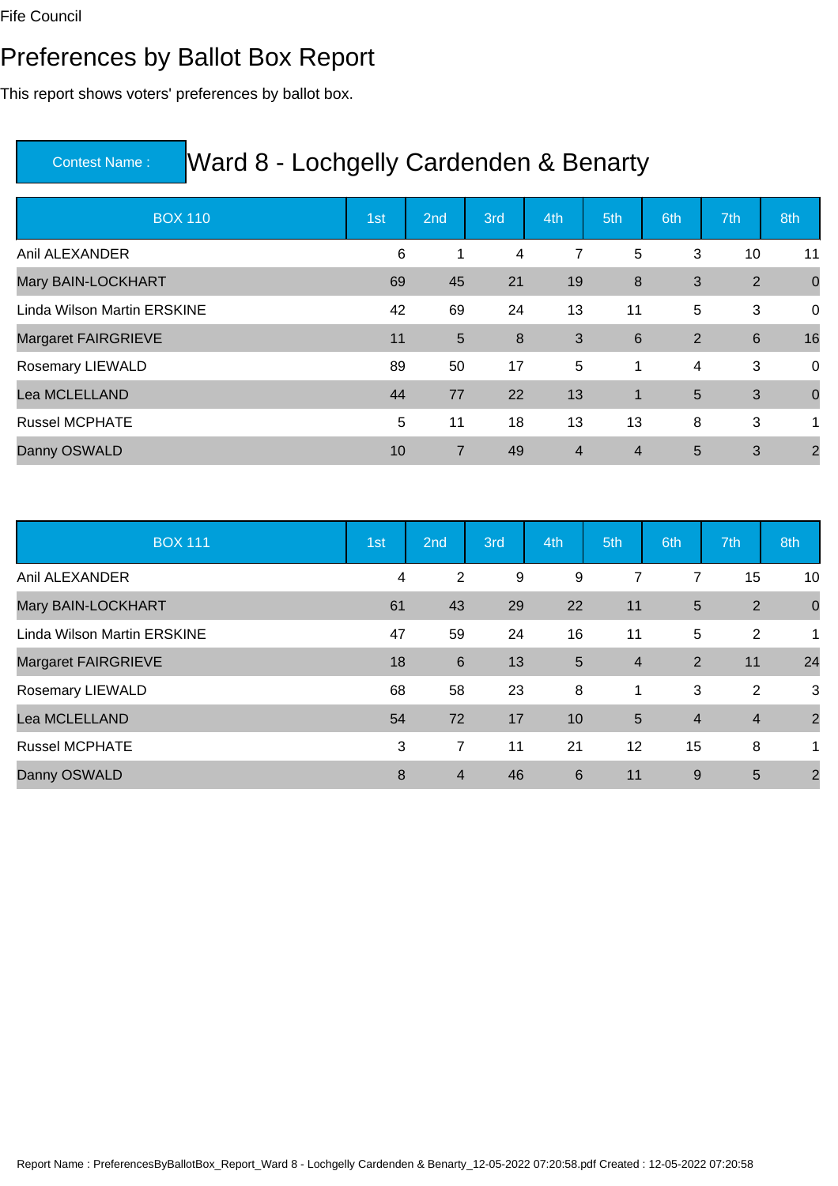Fife Council

# Preferences by Ballot Box Report

This report shows voters' preferences by ballot box.

## Contest Name : Ward 8 - Lochgelly Cardenden & Benarty

| BOX 110 | 1st | 2nd | 3rd | 4th | 5th | 6th | 7th | 8th |
|---|---|---|---|---|---|---|---|---|
| Anil ALEXANDER | 6 | 1 | 4 | 7 | 5 | 3 | 10 | 11 |
| Mary BAIN-LOCKHART | 69 | 45 | 21 | 19 | 8 | 3 | 2 | 0 |
| Linda Wilson Martin ERSKINE | 42 | 69 | 24 | 13 | 11 | 5 | 3 | 0 |
| Margaret FAIRGRIEVE | 11 | 5 | 8 | 3 | 6 | 2 | 6 | 16 |
| Rosemary LIEWALD | 89 | 50 | 17 | 5 | 1 | 4 | 3 | 0 |
| Lea MCLELLAND | 44 | 77 | 22 | 13 | 1 | 5 | 3 | 0 |
| Russel MCPHATE | 5 | 11 | 18 | 13 | 13 | 8 | 3 | 1 |
| Danny OSWALD | 10 | 7 | 49 | 4 | 4 | 5 | 3 | 2 |

| BOX 111 | 1st | 2nd | 3rd | 4th | 5th | 6th | 7th | 8th |
|---|---|---|---|---|---|---|---|---|
| Anil ALEXANDER | 4 | 2 | 9 | 9 | 7 | 7 | 15 | 10 |
| Mary BAIN-LOCKHART | 61 | 43 | 29 | 22 | 11 | 5 | 2 | 0 |
| Linda Wilson Martin ERSKINE | 47 | 59 | 24 | 16 | 11 | 5 | 2 | 1 |
| Margaret FAIRGRIEVE | 18 | 6 | 13 | 5 | 4 | 2 | 11 | 24 |
| Rosemary LIEWALD | 68 | 58 | 23 | 8 | 1 | 3 | 2 | 3 |
| Lea MCLELLAND | 54 | 72 | 17 | 10 | 5 | 4 | 4 | 2 |
| Russel MCPHATE | 3 | 7 | 11 | 21 | 12 | 15 | 8 | 1 |
| Danny OSWALD | 8 | 4 | 46 | 6 | 11 | 9 | 5 | 2 |

Report Name : PreferencesByBallotBox_Report_Ward 8 - Lochgelly Cardenden & Benarty_12-05-2022 07:20:58.pdf Created : 12-05-2022 07:20:58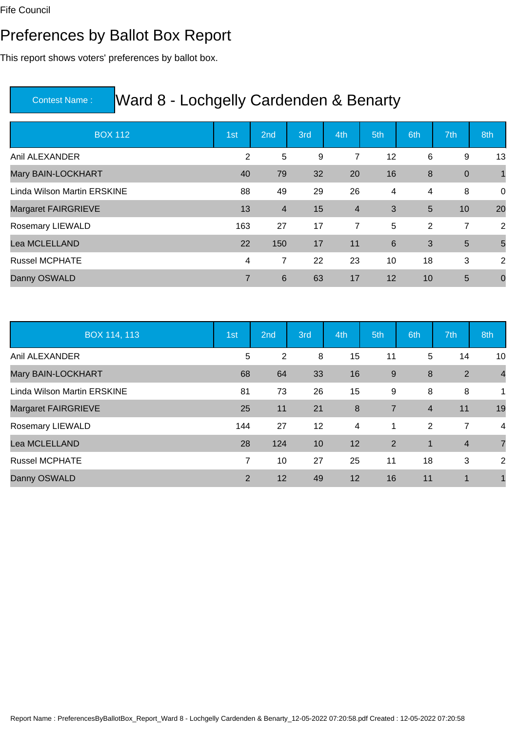Fife Council

# Preferences by Ballot Box Report

This report shows voters' preferences by ballot box.

## Contest Name : Ward 8 - Lochgelly Cardenden & Benarty

| BOX 112 | 1st | 2nd | 3rd | 4th | 5th | 6th | 7th | 8th |
|---|---|---|---|---|---|---|---|---|
| Anil ALEXANDER | 2 | 5 | 9 | 7 | 12 | 6 | 9 | 13 |
| Mary BAIN-LOCKHART | 40 | 79 | 32 | 20 | 16 | 8 | 0 | 1 |
| Linda Wilson Martin ERSKINE | 88 | 49 | 29 | 26 | 4 | 4 | 8 | 0 |
| Margaret FAIRGRIEVE | 13 | 4 | 15 | 4 | 3 | 5 | 10 | 20 |
| Rosemary LIEWALD | 163 | 27 | 17 | 7 | 5 | 2 | 7 | 2 |
| Lea MCLELLAND | 22 | 150 | 17 | 11 | 6 | 3 | 5 | 5 |
| Russel MCPHATE | 4 | 7 | 22 | 23 | 10 | 18 | 3 | 2 |
| Danny OSWALD | 7 | 6 | 63 | 17 | 12 | 10 | 5 | 0 |

| BOX 114, 113 | 1st | 2nd | 3rd | 4th | 5th | 6th | 7th | 8th |
|---|---|---|---|---|---|---|---|---|
| Anil ALEXANDER | 5 | 2 | 8 | 15 | 11 | 5 | 14 | 10 |
| Mary BAIN-LOCKHART | 68 | 64 | 33 | 16 | 9 | 8 | 2 | 4 |
| Linda Wilson Martin ERSKINE | 81 | 73 | 26 | 15 | 9 | 8 | 8 | 1 |
| Margaret FAIRGRIEVE | 25 | 11 | 21 | 8 | 7 | 4 | 11 | 19 |
| Rosemary LIEWALD | 144 | 27 | 12 | 4 | 1 | 2 | 7 | 4 |
| Lea MCLELLAND | 28 | 124 | 10 | 12 | 2 | 1 | 4 | 7 |
| Russel MCPHATE | 7 | 10 | 27 | 25 | 11 | 18 | 3 | 2 |
| Danny OSWALD | 2 | 12 | 49 | 12 | 16 | 11 | 1 | 1 |

Report Name : PreferencesByBallotBox_Report_Ward 8 - Lochgelly Cardenden & Benarty_12-05-2022 07:20:58.pdf Created : 12-05-2022 07:20:58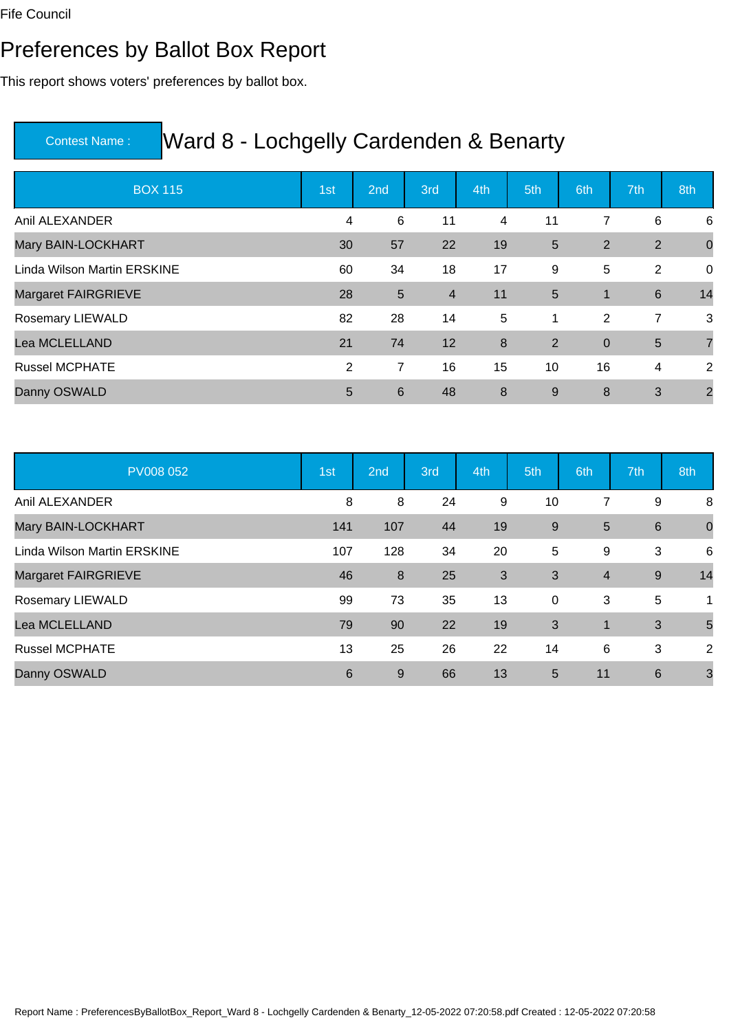Fife Council

# Preferences by Ballot Box Report

This report shows voters' preferences by ballot box.

| Contest Name : | Ward 8 - Lochgelly Cardenden & Benarty |
|---|---|

| BOX 115 | 1st | 2nd | 3rd | 4th | 5th | 6th | 7th | 8th |
|---|---|---|---|---|---|---|---|---|
| Anil ALEXANDER | 4 | 6 | 11 | 4 | 11 | 7 | 6 | 6 |
| Mary BAIN-LOCKHART | 30 | 57 | 22 | 19 | 5 | 2 | 2 | 0 |
| Linda Wilson Martin ERSKINE | 60 | 34 | 18 | 17 | 9 | 5 | 2 | 0 |
| Margaret FAIRGRIEVE | 28 | 5 | 4 | 11 | 5 | 1 | 6 | 14 |
| Rosemary LIEWALD | 82 | 28 | 14 | 5 | 1 | 2 | 7 | 3 |
| Lea MCLELLAND | 21 | 74 | 12 | 8 | 2 | 0 | 5 | 7 |
| Russel MCPHATE | 2 | 7 | 16 | 15 | 10 | 16 | 4 | 2 |
| Danny OSWALD | 5 | 6 | 48 | 8 | 9 | 8 | 3 | 2 |

| PV008 052 | 1st | 2nd | 3rd | 4th | 5th | 6th | 7th | 8th |
|---|---|---|---|---|---|---|---|---|
| Anil ALEXANDER | 8 | 8 | 24 | 9 | 10 | 7 | 9 | 8 |
| Mary BAIN-LOCKHART | 141 | 107 | 44 | 19 | 9 | 5 | 6 | 0 |
| Linda Wilson Martin ERSKINE | 107 | 128 | 34 | 20 | 5 | 9 | 3 | 6 |
| Margaret FAIRGRIEVE | 46 | 8 | 25 | 3 | 3 | 4 | 9 | 14 |
| Rosemary LIEWALD | 99 | 73 | 35 | 13 | 0 | 3 | 5 | 1 |
| Lea MCLELLAND | 79 | 90 | 22 | 19 | 3 | 1 | 3 | 5 |
| Russel MCPHATE | 13 | 25 | 26 | 22 | 14 | 6 | 3 | 2 |
| Danny OSWALD | 6 | 9 | 66 | 13 | 5 | 11 | 6 | 3 |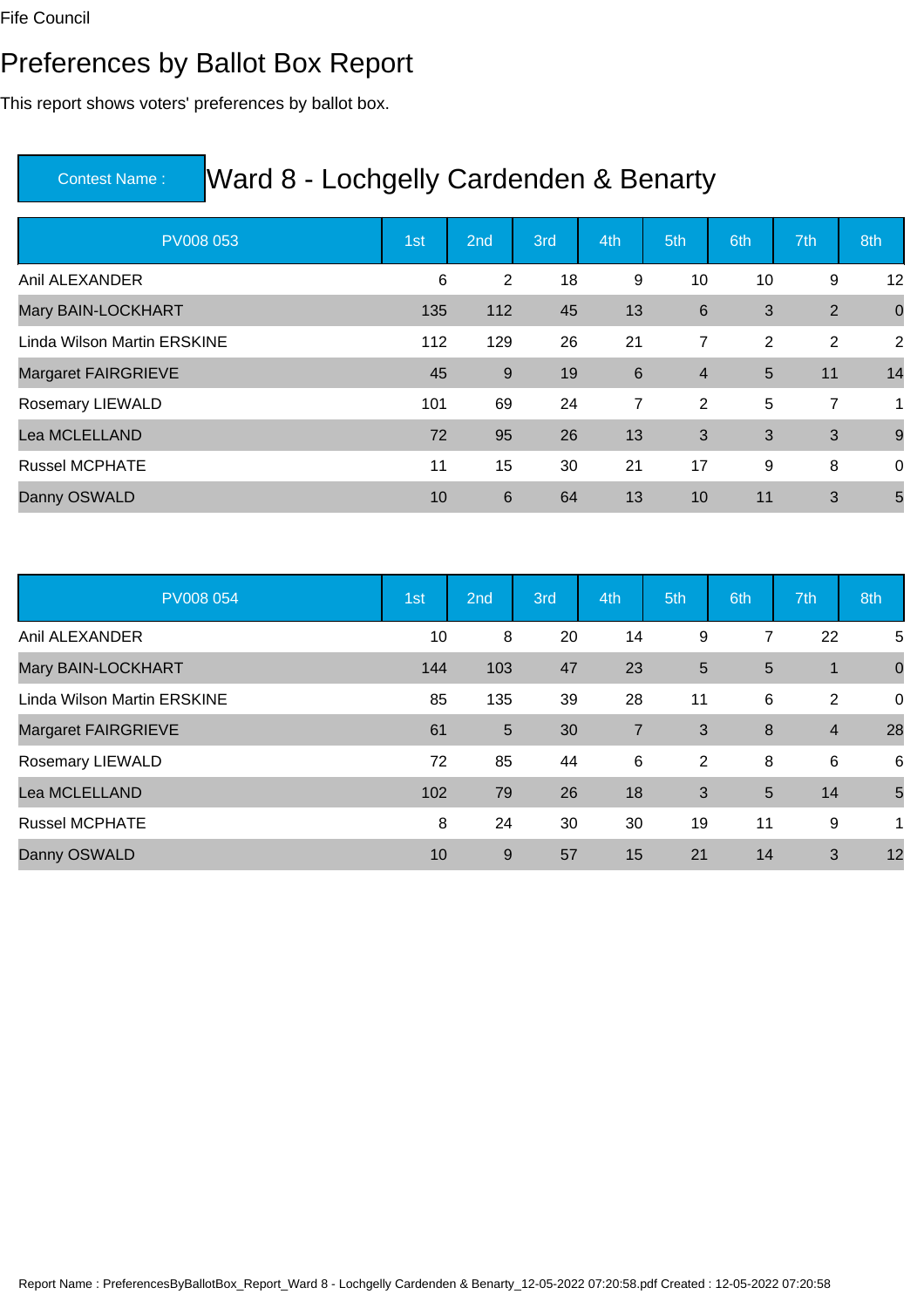Fife Council

# Preferences by Ballot Box Report

This report shows voters' preferences by ballot box.

## Contest Name : Ward 8 - Lochgelly Cardenden & Benarty

| PV008 053 | 1st | 2nd | 3rd | 4th | 5th | 6th | 7th | 8th |
| --- | --- | --- | --- | --- | --- | --- | --- | --- |
| Anil ALEXANDER | 6 | 2 | 18 | 9 | 10 | 10 | 9 | 12 |
| Mary BAIN-LOCKHART | 135 | 112 | 45 | 13 | 6 | 3 | 2 | 0 |
| Linda Wilson Martin ERSKINE | 112 | 129 | 26 | 21 | 7 | 2 | 2 | 2 |
| Margaret FAIRGRIEVE | 45 | 9 | 19 | 6 | 4 | 5 | 11 | 14 |
| Rosemary LIEWALD | 101 | 69 | 24 | 7 | 2 | 5 | 7 | 1 |
| Lea MCLELLAND | 72 | 95 | 26 | 13 | 3 | 3 | 3 | 9 |
| Russel MCPHATE | 11 | 15 | 30 | 21 | 17 | 9 | 8 | 0 |
| Danny OSWALD | 10 | 6 | 64 | 13 | 10 | 11 | 3 | 5 |

| PV008 054 | 1st | 2nd | 3rd | 4th | 5th | 6th | 7th | 8th |
| --- | --- | --- | --- | --- | --- | --- | --- | --- |
| Anil ALEXANDER | 10 | 8 | 20 | 14 | 9 | 7 | 22 | 5 |
| Mary BAIN-LOCKHART | 144 | 103 | 47 | 23 | 5 | 5 | 1 | 0 |
| Linda Wilson Martin ERSKINE | 85 | 135 | 39 | 28 | 11 | 6 | 2 | 0 |
| Margaret FAIRGRIEVE | 61 | 5 | 30 | 7 | 3 | 8 | 4 | 28 |
| Rosemary LIEWALD | 72 | 85 | 44 | 6 | 2 | 8 | 6 | 6 |
| Lea MCLELLAND | 102 | 79 | 26 | 18 | 3 | 5 | 14 | 5 |
| Russel MCPHATE | 8 | 24 | 30 | 30 | 19 | 11 | 9 | 1 |
| Danny OSWALD | 10 | 9 | 57 | 15 | 21 | 14 | 3 | 12 |

Report Name : PreferencesByBallotBox_Report_Ward 8 - Lochgelly Cardenden & Benarty_12-05-2022 07:20:58.pdf Created : 12-05-2022 07:20:58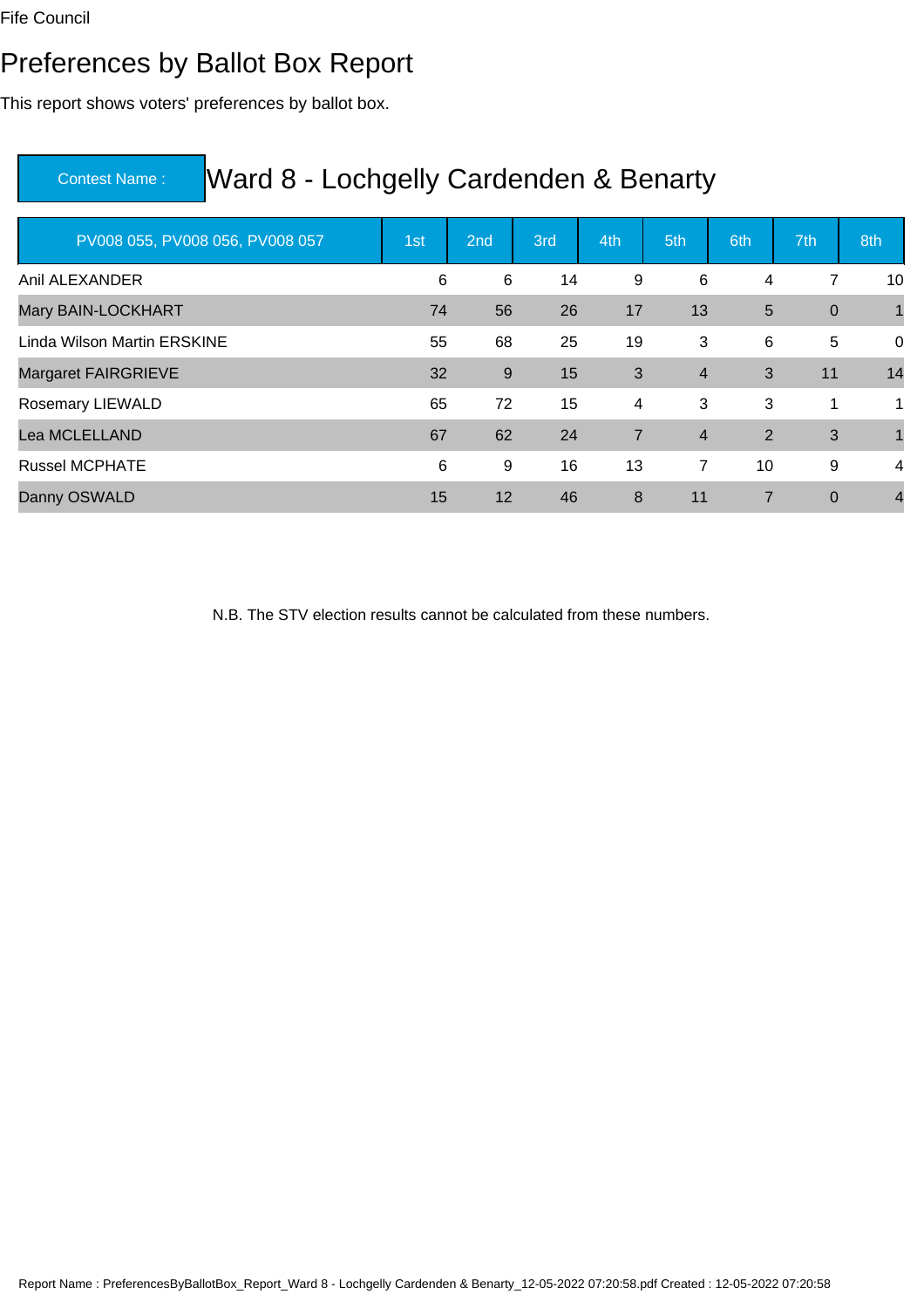Fife Council

# Preferences by Ballot Box Report

This report shows voters' preferences by ballot box.

| Contest Name : | Ward 8 - Lochgelly Cardenden & Benarty |
|---|---|

| PV008 055, PV008 056, PV008 057 | 1st | 2nd | 3rd | 4th | 5th | 6th | 7th | 8th |
|---|---|---|---|---|---|---|---|---|
| Anil ALEXANDER | 6 | 6 | 14 | 9 | 6 | 4 | 7 | 10 |
| Mary BAIN-LOCKHART | 74 | 56 | 26 | 17 | 13 | 5 | 0 | 1 |
| Linda Wilson Martin ERSKINE | 55 | 68 | 25 | 19 | 3 | 6 | 5 | 0 |
| Margaret FAIRGRIEVE | 32 | 9 | 15 | 3 | 4 | 3 | 11 | 14 |
| Rosemary LIEWALD | 65 | 72 | 15 | 4 | 3 | 3 | 1 | 1 |
| Lea MCLELLAND | 67 | 62 | 24 | 7 | 4 | 2 | 3 | 1 |
| Russel MCPHATE | 6 | 9 | 16 | 13 | 7 | 10 | 9 | 4 |
| Danny OSWALD | 15 | 12 | 46 | 8 | 11 | 7 | 0 | 4 |

N.B. The STV election results cannot be calculated from these numbers.

Report Name : PreferencesByBallotBox_Report_Ward 8 - Lochgelly Cardenden & Benarty_12-05-2022 07:20:58.pdf Created : 12-05-2022 07:20:58